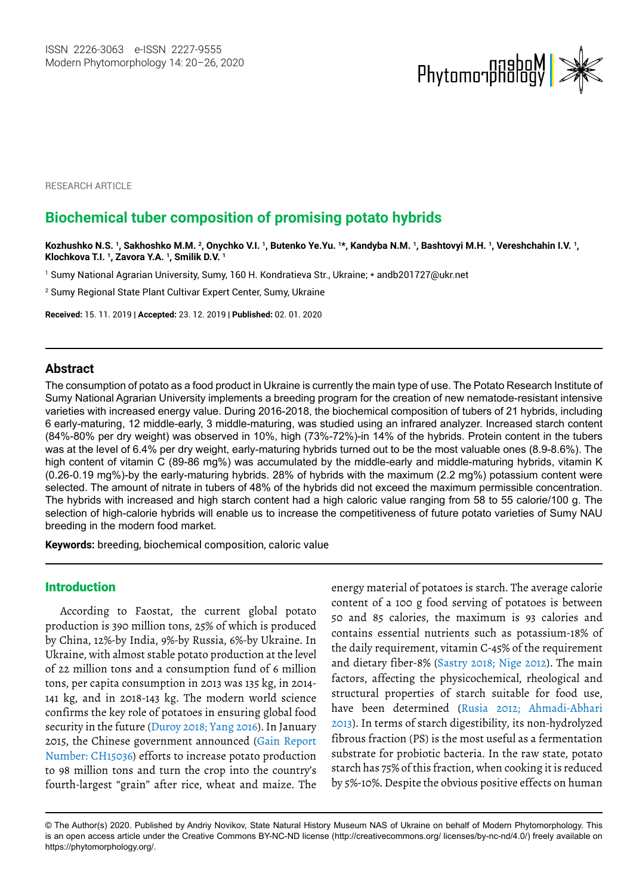RESEARCH ARTICLE

# Biochemical tuber composition of promising potato hybrids

**Kozhushko N.S. [1], Sakhoshko M.M. [2], Onychko V.I. [1], Butenko Ye.Yu. [1]*, Kandyba N.M. [1], Bashtovyi M.H. [1], Vereshchahin I.V. [1], Klochkova T.I. [1], Zavora Y.A. [1], Smilik D.V. [1]**

[1] Sumy National Agrarian University, Sumy, 160 H. Kondratieva Str., Ukraine; * andb201727@ukr.net

[2] Sumy Regional State Plant Cultivar Expert Center, Sumy, Ukraine

**Received:** 15. 11. 2019 | **Accepted:** 23. 12. 2019 | **Published:** 02. 01. 2020

## Abstract

The consumption of potato as a food product in Ukraine is currently the main type of use. The Potato Research Institute of Sumy National Agrarian University implements a breeding program for the creation of new nematode-resistant intensive varieties with increased energy value. During 2016-2018, the biochemical composition of tubers of 21 hybrids, including 6 early-maturing, 12 middle-early, 3 middle-maturing, was studied using an infrared analyzer. Increased starch content (84%-80% per dry weight) was observed in 10%, high (73%-72%)-in 14% of the hybrids. Protein content in the tubers was at the level of 6.4% per dry weight, early-maturing hybrids turned out to be the most valuable ones (8.9-8.6%). The high content of vitamin C (89-86 mg%) was accumulated by the middle-early and middle-maturing hybrids, vitamin K (0.26-0.19 mg%)-by the early-maturing hybrids. 28% of hybrids with the maximum (2.2 mg%) potassium content were selected. The amount of nitrate in tubers of 48% of the hybrids did not exceed the maximum permissible concentration. The hybrids with increased and high starch content had a high caloric value ranging from 58 to 55 calorie/100 g. The selection of high-calorie hybrids will enable us to increase the competitiveness of future potato varieties of Sumy NAU breeding in the modern food market.

**Keywords:** breeding, biochemical composition, caloric value

## Introduction

According to Faostat, the current global potato production is 390 million tons, 25% of which is produced by China, 12%-by India, 9%-by Russia, 6%-by Ukraine. In Ukraine, with almost stable potato production at the level of 22 million tons and a consumption fund of 6 million tons, per capita consumption in 2013 was 135 kg, in 2014-141 kg, and in 2018-143 kg. The modern world science confirms the key role of potatoes in ensuring global food security in the future (Duroy 2018; Yang 2016). In January 2015, the Chinese government announced (Gain Report Number: CH15036) efforts to increase potato production to 98 million tons and turn the crop into the country's fourth-largest "grain" after rice, wheat and maize. The energy material of potatoes is starch. The average calorie content of a 100 g food serving of potatoes is between 50 and 85 calories, the maximum is 93 calories and contains essential nutrients such as potassium-18% of the daily requirement, vitamin C-45% of the requirement and dietary fiber-8% (Sastry 2018; Nige 2012). The main factors, affecting the physicochemical, rheological and structural properties of starch suitable for food use, have been determined (Rusia 2012; Ahmadi-Abhari 2013). In terms of starch digestibility, its non-hydrolyzed fibrous fraction (PS) is the most useful as a fermentation substrate for probiotic bacteria. In the raw state, potato starch has 75% of this fraction, when cooking it is reduced by 5%-10%. Despite the obvious positive effects on human

© The Author(s) 2020. Published by Andriy Novikov, State Natural History Museum NAS of Ukraine on behalf of Modern Phytomorphology. This is an open access article under the Creative Commons BY-NC-ND license (http://creativecommons.org/ licenses/by-nc-nd/4.0/) freely available on https://phytomorphology.org/.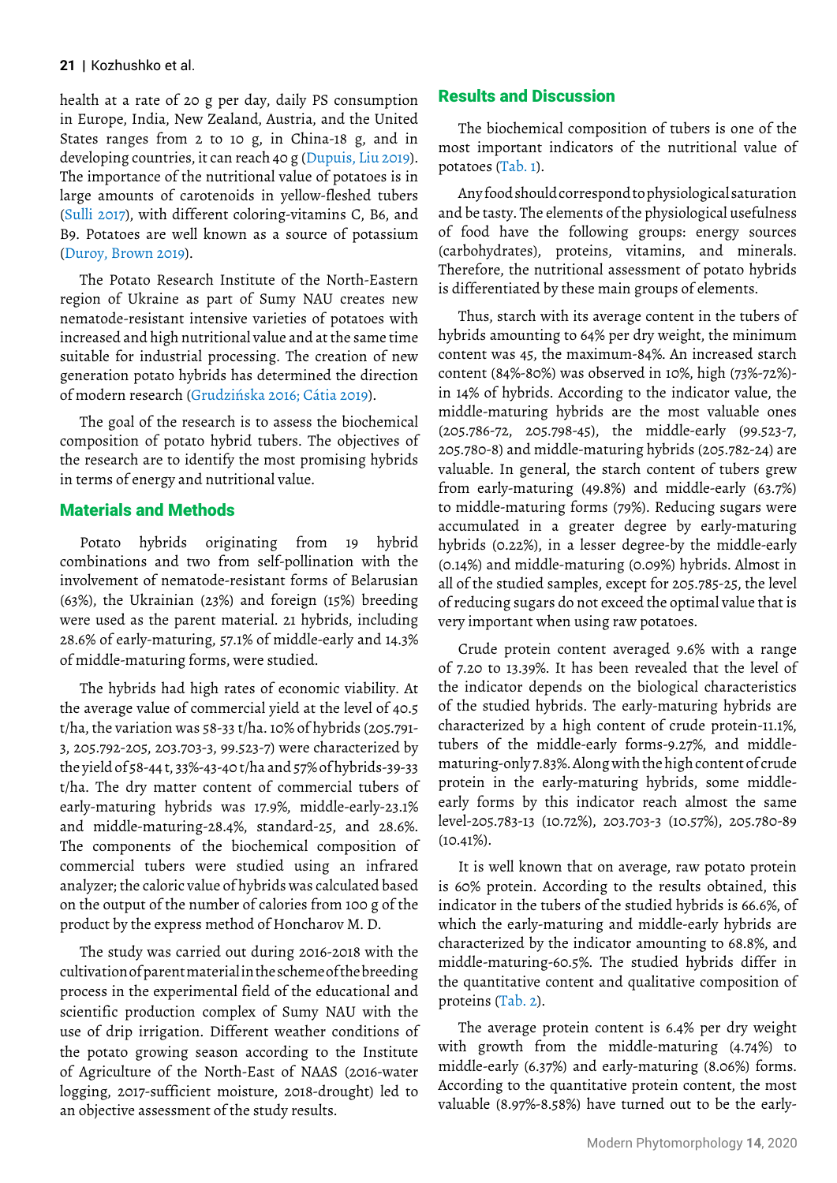health at a rate of 20 g per day, daily PS consumption in Europe, India, New Zealand, Austria, and the United States ranges from 2 to 10 g, in China-18 g, and in developing countries, it can reach 40 g (Dupuis, Liu 2019). The importance of the nutritional value of potatoes is in large amounts of carotenoids in yellow-fleshed tubers (Sulli 2017), with different coloring-vitamins C, B6, and B9. Potatoes are well known as a source of potassium (Duroy, Brown 2019).

The Potato Research Institute of the North-Eastern region of Ukraine as part of Sumy NAU creates new nematode-resistant intensive varieties of potatoes with increased and high nutritional value and at the same time suitable for industrial processing. The creation of new generation potato hybrids has determined the direction of modern research (Grudzińska 2016; Cátia 2019).

The goal of the research is to assess the biochemical composition of potato hybrid tubers. The objectives of the research are to identify the most promising hybrids in terms of energy and nutritional value.

## Materials and Methods

Potato hybrids originating from 19 hybrid combinations and two from self-pollination with the involvement of nematode-resistant forms of Belarusian (63%), the Ukrainian (23%) and foreign (15%) breeding were used as the parent material. 21 hybrids, including 28.6% of early-maturing, 57.1% of middle-early and 14.3% of middle-maturing forms, were studied.

The hybrids had high rates of economic viability. At the average value of commercial yield at the level of 40.5 t/ha, the variation was 58-33 t/ha. 10% of hybrids (205.791-3, 205.792-205, 203.703-3, 99.523-7) were characterized by the yield of 58-44 t, 33%-43-40 t/ha and 57% of hybrids-39-33 t/ha. The dry matter content of commercial tubers of early-maturing hybrids was 17.9%, middle-early-23.1% and middle-maturing-28.4%, standard-25, and 28.6%. The components of the biochemical composition of commercial tubers were studied using an infrared analyzer; the caloric value of hybrids was calculated based on the output of the number of calories from 100 g of the product by the express method of Honcharov M. D.

The study was carried out during 2016-2018 with the cultivation of parent material in the scheme of the breeding process in the experimental field of the educational and scientific production complex of Sumy NAU with the use of drip irrigation. Different weather conditions of the potato growing season according to the Institute of Agriculture of the North-East of NAAS (2016-water logging, 2017-sufficient moisture, 2018-drought) led to an objective assessment of the study results.

## Results and Discussion

The biochemical composition of tubers is one of the most important indicators of the nutritional value of potatoes (Tab. 1).

Any food should correspond to physiological saturation and be tasty. The elements of the physiological usefulness of food have the following groups: energy sources (carbohydrates), proteins, vitamins, and minerals. Therefore, the nutritional assessment of potato hybrids is differentiated by these main groups of elements.

Thus, starch with its average content in the tubers of hybrids amounting to 64% per dry weight, the minimum content was 45, the maximum-84%. An increased starch content (84%-80%) was observed in 10%, high (73%-72%)-in 14% of hybrids. According to the indicator value, the middle-maturing hybrids are the most valuable ones (205.786-72, 205.798-45), the middle-early (99.523-7, 205.780-8) and middle-maturing hybrids (205.782-24) are valuable. In general, the starch content of tubers grew from early-maturing (49.8%) and middle-early (63.7%) to middle-maturing forms (79%). Reducing sugars were accumulated in a greater degree by early-maturing hybrids (0.22%), in a lesser degree-by the middle-early (0.14%) and middle-maturing (0.09%) hybrids. Almost in all of the studied samples, except for 205.785-25, the level of reducing sugars do not exceed the optimal value that is very important when using raw potatoes.

Crude protein content averaged 9.6% with a range of 7.20 to 13.39%. It has been revealed that the level of the indicator depends on the biological characteristics of the studied hybrids. The early-maturing hybrids are characterized by a high content of crude protein-11.1%, tubers of the middle-early forms-9.27%, and middle-maturing-only 7.83%. Along with the high content of crude protein in the early-maturing hybrids, some middle-early forms by this indicator reach almost the same level-205.783-13 (10.72%), 203.703-3 (10.57%), 205.780-89 (10.41%).

It is well known that on average, raw potato protein is 60% protein. According to the results obtained, this indicator in the tubers of the studied hybrids is 66.6%, of which the early-maturing and middle-early hybrids are characterized by the indicator amounting to 68.8%, and middle-maturing-60.5%. The studied hybrids differ in the quantitative content and qualitative composition of proteins (Tab. 2).

The average protein content is 6.4% per dry weight with growth from the middle-maturing (4.74%) to middle-early (6.37%) and early-maturing (8.06%) forms. According to the quantitative protein content, the most valuable (8.97%-8.58%) have turned out to be the early-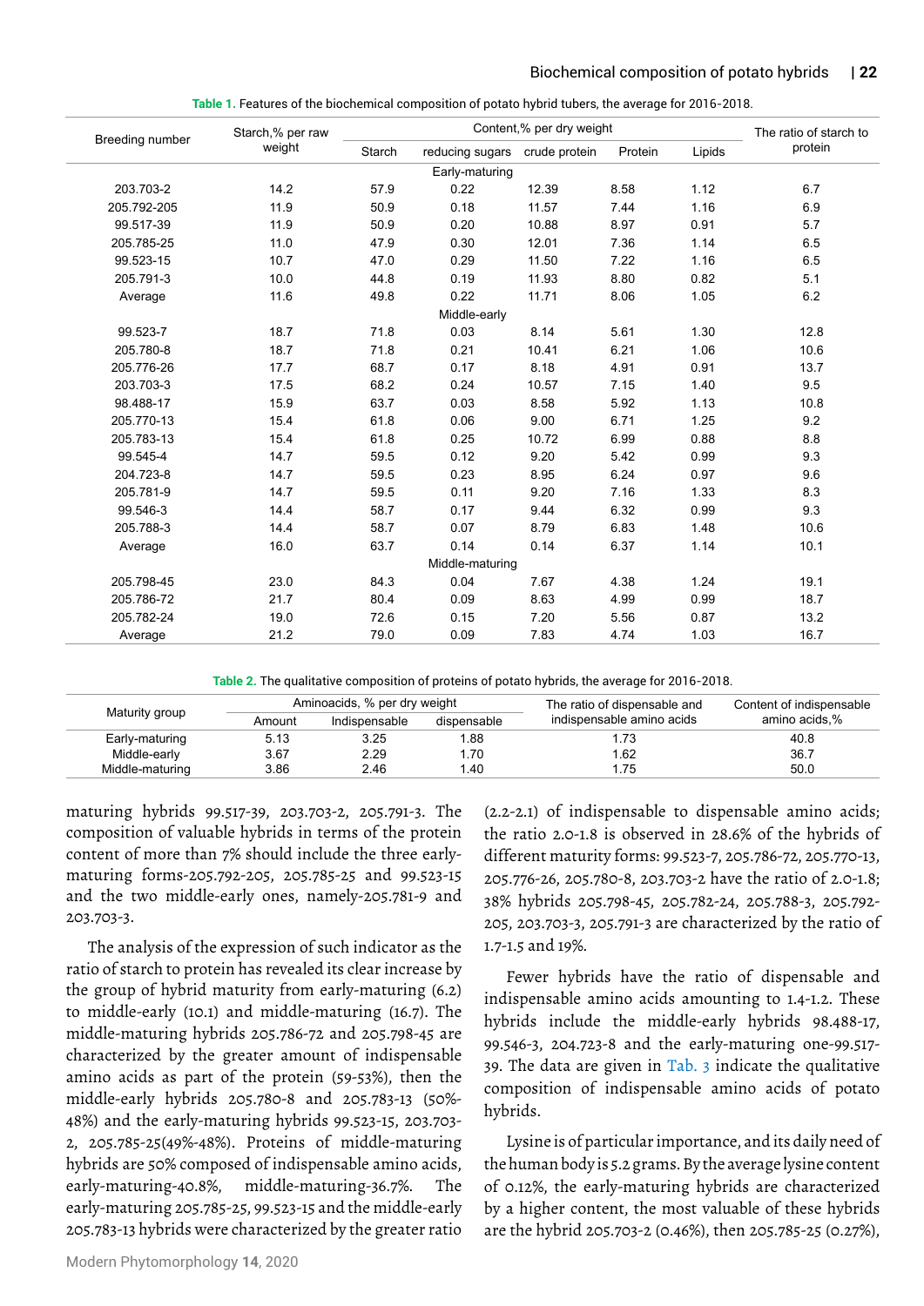**Table 1.** Features of the biochemical composition of potato hybrid tubers, the average for 2016-2018.

| Breeding number | Starch,% per raw weight | Content,% per dry weight | | | | | The ratio of starch to protein |
|---|---|---|---|---|---|---|---|
| | | Starch | reducing sugars | crude protein | Protein | Lipids | |
| **Early-maturing** | | | | | | | |
| 203.703-2 | 14.2 | 57.9 | 0.22 | 12.39 | 8.58 | 1.12 | 6.7 |
| 205.792-205 | 11.9 | 50.9 | 0.18 | 11.57 | 7.44 | 1.16 | 6.9 |
| 99.517-39 | 11.9 | 50.9 | 0.20 | 10.88 | 8.97 | 0.91 | 5.7 |
| 205.785-25 | 11.0 | 47.9 | 0.30 | 12.01 | 7.36 | 1.14 | 6.5 |
| 99.523-15 | 10.7 | 47.0 | 0.29 | 11.50 | 7.22 | 1.16 | 6.5 |
| 205.791-3 | 10.0 | 44.8 | 0.19 | 11.93 | 8.80 | 0.82 | 5.1 |
| Average | 11.6 | 49.8 | 0.22 | 11.71 | 8.06 | 1.05 | 6.2 |
| **Middle-early** | | | | | | | |
| 99.523-7 | 18.7 | 71.8 | 0.03 | 8.14 | 5.61 | 1.30 | 12.8 |
| 205.780-8 | 18.7 | 71.8 | 0.21 | 10.41 | 6.21 | 1.06 | 10.6 |
| 205.776-26 | 17.7 | 68.7 | 0.17 | 8.18 | 4.91 | 0.91 | 13.7 |
| 203.703-3 | 17.5 | 68.2 | 0.24 | 10.57 | 7.15 | 1.40 | 9.5 |
| 98.488-17 | 15.9 | 63.7 | 0.03 | 8.58 | 5.92 | 1.13 | 10.8 |
| 205.770-13 | 15.4 | 61.8 | 0.06 | 9.00 | 6.71 | 1.25 | 9.2 |
| 205.783-13 | 15.4 | 61.8 | 0.25 | 10.72 | 6.99 | 0.88 | 8.8 |
| 99.545-4 | 14.7 | 59.5 | 0.12 | 9.20 | 5.42 | 0.99 | 9.3 |
| 204.723-8 | 14.7 | 59.5 | 0.23 | 8.95 | 6.24 | 0.97 | 9.6 |
| 205.781-9 | 14.7 | 59.5 | 0.11 | 9.20 | 7.16 | 1.33 | 8.3 |
| 99.546-3 | 14.4 | 58.7 | 0.17 | 9.44 | 6.32 | 0.99 | 9.3 |
| 205.788-3 | 14.4 | 58.7 | 0.07 | 8.79 | 6.83 | 1.48 | 10.6 |
| Average | 16.0 | 63.7 | 0.14 | 0.14 | 6.37 | 1.14 | 10.1 |
| **Middle-maturing** | | | | | | | |
| 205.798-45 | 23.0 | 84.3 | 0.04 | 7.67 | 4.38 | 1.24 | 19.1 |
| 205.786-72 | 21.7 | 80.4 | 0.09 | 8.63 | 4.99 | 0.99 | 18.7 |
| 205.782-24 | 19.0 | 72.6 | 0.15 | 7.20 | 5.56 | 0.87 | 13.2 |
| Average | 21.2 | 79.0 | 0.09 | 7.83 | 4.74 | 1.03 | 16.7 |

**Table 2.** The qualitative composition of proteins of potato hybrids, the average for 2016-2018.

| Maturity group | Aminoacids, % per dry weight | | | The ratio of dispensable and indispensable amino acids | Content of indispensable amino acids,% |
|---|---|---|---|---|---|
| | Amount | Indispensable | dispensable | | |
| Early-maturing | 5.13 | 3.25 | 1.88 | 1.73 | 40.8 |
| Middle-early | 3.67 | 2.29 | 1.70 | 1.62 | 36.7 |
| Middle-maturing | 3.86 | 2.46 | 1.40 | 1.75 | 50.0 |

maturing hybrids 99.517-39, 203.703-2, 205.791-3. The composition of valuable hybrids in terms of the protein content of more than 7% should include the three early-maturing forms-205.792-205, 205.785-25 and 99.523-15 and the two middle-early ones, namely-205.781-9 and 203.703-3.

The analysis of the expression of such indicator as the ratio of starch to protein has revealed its clear increase by the group of hybrid maturity from early-maturing (6.2) to middle-early (10.1) and middle-maturing (16.7). The middle-maturing hybrids 205.786-72 and 205.798-45 are characterized by the greater amount of indispensable amino acids as part of the protein (59-53%), then the middle-early hybrids 205.780-8 and 205.783-13 (50%-48%) and the early-maturing hybrids 99.523-15, 203.703-2, 205.785-25(49%-48%). Proteins of middle-maturing hybrids are 50% composed of indispensable amino acids, early-maturing-40.8%, middle-maturing-36.7%. The early-maturing 205.785-25, 99.523-15 and the middle-early 205.783-13 hybrids were characterized by the greater ratio (2.2-2.1) of indispensable to dispensable amino acids; the ratio 2.0-1.8 is observed in 28.6% of the hybrids of different maturity forms: 99.523-7, 205.786-72, 205.770-13, 205.776-26, 205.780-8, 203.703-2 have the ratio of 2.0-1.8; 38% hybrids 205.798-45, 205.782-24, 205.788-3, 205.792-205, 203.703-3, 205.791-3 are characterized by the ratio of 1.7-1.5 and 19%.

Fewer hybrids have the ratio of dispensable and indispensable amino acids amounting to 1.4-1.2. These hybrids include the middle-early hybrids 98.488-17, 99.546-3, 204.723-8 and the early-maturing one-99.517-39. The data are given in Tab. 3 indicate the qualitative composition of indispensable amino acids of potato hybrids.

Lysine is of particular importance, and its daily need of the human body is 5.2 grams. By the average lysine content of 0.12%, the early-maturing hybrids are characterized by a higher content, the most valuable of these hybrids are the hybrid 205.703-2 (0.46%), then 205.785-25 (0.27%),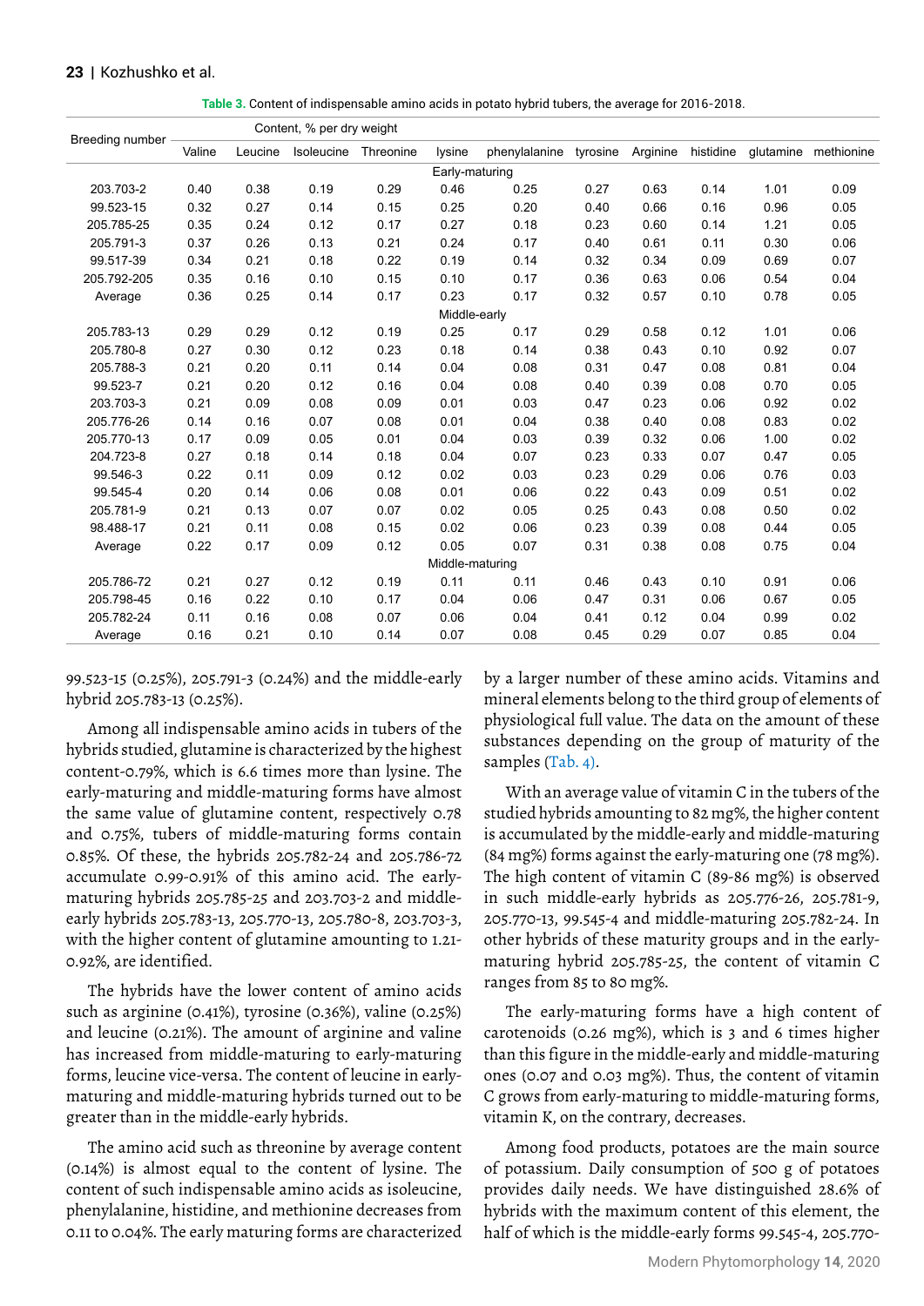**Table 3.** Content of indispensable amino acids in potato hybrid tubers, the average for 2016-2018.

| Breeding number | Content, % per dry weight | | | | | | | | | |
|---|---|---|---|---|---|---|---|---|---|---|
| | Valine | Leucine | Isoleucine | Threonine | lysine | phenylalanine | tyrosine | Arginine | histidine | glutamine | methionine |
| | | | | | Early-maturing | | | | | | |
| 203.703-2 | 0.40 | 0.38 | 0.19 | 0.29 | 0.46 | 0.25 | 0.27 | 0.63 | 0.14 | 1.01 | 0.09 |
| 99.523-15 | 0.32 | 0.27 | 0.14 | 0.15 | 0.25 | 0.20 | 0.40 | 0.66 | 0.16 | 0.96 | 0.05 |
| 205.785-25 | 0.35 | 0.24 | 0.12 | 0.17 | 0.27 | 0.18 | 0.23 | 0.60 | 0.14 | 1.21 | 0.05 |
| 205.791-3 | 0.37 | 0.26 | 0.13 | 0.21 | 0.24 | 0.17 | 0.40 | 0.61 | 0.11 | 0.30 | 0.06 |
| 99.517-39 | 0.34 | 0.21 | 0.18 | 0.22 | 0.19 | 0.14 | 0.32 | 0.34 | 0.09 | 0.69 | 0.07 |
| 205.792-205 | 0.35 | 0.16 | 0.10 | 0.15 | 0.10 | 0.17 | 0.36 | 0.63 | 0.06 | 0.54 | 0.04 |
| Average | 0.36 | 0.25 | 0.14 | 0.17 | 0.23 | 0.17 | 0.32 | 0.57 | 0.10 | 0.78 | 0.05 |
| | | | | | Middle-early | | | | | | |
| 205.783-13 | 0.29 | 0.29 | 0.12 | 0.19 | 0.25 | 0.17 | 0.29 | 0.58 | 0.12 | 1.01 | 0.06 |
| 205.780-8 | 0.27 | 0.30 | 0.12 | 0.23 | 0.18 | 0.14 | 0.38 | 0.43 | 0.10 | 0.92 | 0.07 |
| 205.788-3 | 0.21 | 0.20 | 0.11 | 0.14 | 0.04 | 0.08 | 0.31 | 0.47 | 0.08 | 0.81 | 0.04 |
| 99.523-7 | 0.21 | 0.20 | 0.12 | 0.16 | 0.04 | 0.08 | 0.40 | 0.39 | 0.08 | 0.70 | 0.05 |
| 203.703-3 | 0.21 | 0.09 | 0.08 | 0.09 | 0.01 | 0.03 | 0.47 | 0.23 | 0.06 | 0.92 | 0.02 |
| 205.776-26 | 0.14 | 0.16 | 0.07 | 0.08 | 0.01 | 0.04 | 0.38 | 0.40 | 0.08 | 0.83 | 0.02 |
| 205.770-13 | 0.17 | 0.09 | 0.05 | 0.01 | 0.04 | 0.03 | 0.39 | 0.32 | 0.06 | 1.00 | 0.02 |
| 204.723-8 | 0.27 | 0.18 | 0.14 | 0.18 | 0.04 | 0.07 | 0.23 | 0.33 | 0.07 | 0.47 | 0.05 |
| 99.546-3 | 0.22 | 0.11 | 0.09 | 0.12 | 0.02 | 0.03 | 0.23 | 0.29 | 0.06 | 0.76 | 0.03 |
| 99.545-4 | 0.20 | 0.14 | 0.06 | 0.08 | 0.01 | 0.06 | 0.22 | 0.43 | 0.09 | 0.51 | 0.02 |
| 205.781-9 | 0.21 | 0.13 | 0.07 | 0.07 | 0.02 | 0.05 | 0.25 | 0.43 | 0.08 | 0.50 | 0.02 |
| 98.488-17 | 0.21 | 0.11 | 0.08 | 0.15 | 0.02 | 0.06 | 0.23 | 0.39 | 0.08 | 0.44 | 0.05 |
| Average | 0.22 | 0.17 | 0.09 | 0.12 | 0.05 | 0.07 | 0.31 | 0.38 | 0.08 | 0.75 | 0.04 |
| | | | | | Middle-maturing | | | | | | |
| 205.786-72 | 0.21 | 0.27 | 0.12 | 0.19 | 0.11 | 0.11 | 0.46 | 0.43 | 0.10 | 0.91 | 0.06 |
| 205.798-45 | 0.16 | 0.22 | 0.10 | 0.17 | 0.04 | 0.06 | 0.47 | 0.31 | 0.06 | 0.67 | 0.05 |
| 205.782-24 | 0.11 | 0.16 | 0.08 | 0.07 | 0.06 | 0.04 | 0.41 | 0.12 | 0.04 | 0.99 | 0.02 |
| Average | 0.16 | 0.21 | 0.10 | 0.14 | 0.07 | 0.08 | 0.45 | 0.29 | 0.07 | 0.85 | 0.04 |

99.523-15 (0.25%), 205.791-3 (0.24%) and the middle-early hybrid 205.783-13 (0.25%).

Among all indispensable amino acids in tubers of the hybrids studied, glutamine is characterized by the highest content-0.79%, which is 6.6 times more than lysine. The early-maturing and middle-maturing forms have almost the same value of glutamine content, respectively 0.78 and 0.75%, tubers of middle-maturing forms contain 0.85%. Of these, the hybrids 205.782-24 and 205.786-72 accumulate 0.99-0.91% of this amino acid. The early-maturing hybrids 205.785-25 and 203.703-2 and middle-early hybrids 205.783-13, 205.770-13, 205.780-8, 203.703-3, with the higher content of glutamine amounting to 1.21-0.92%, are identified.

The hybrids have the lower content of amino acids such as arginine (0.41%), tyrosine (0.36%), valine (0.25%) and leucine (0.21%). The amount of arginine and valine has increased from middle-maturing to early-maturing forms, leucine vice-versa. The content of leucine in early-maturing and middle-maturing hybrids turned out to be greater than in the middle-early hybrids.

The amino acid such as threonine by average content (0.14%) is almost equal to the content of lysine. The content of such indispensable amino acids as isoleucine, phenylalanine, histidine, and methionine decreases from 0.11 to 0.04%. The early maturing forms are characterized by a larger number of these amino acids. Vitamins and mineral elements belong to the third group of elements of physiological full value. The data on the amount of these substances depending on the group of maturity of the samples (Tab. 4).

With an average value of vitamin C in the tubers of the studied hybrids amounting to 82 mg%, the higher content is accumulated by the middle-early and middle-maturing (84 mg%) forms against the early-maturing one (78 mg%). The high content of vitamin C (89-86 mg%) is observed in such middle-early hybrids as 205.776-26, 205.781-9, 205.770-13, 99.545-4 and middle-maturing 205.782-24. In other hybrids of these maturity groups and in the early-maturing hybrid 205.785-25, the content of vitamin C ranges from 85 to 80 mg%.

The early-maturing forms have a high content of carotenoids (0.26 mg%), which is 3 and 6 times higher than this figure in the middle-early and middle-maturing ones (0.07 and 0.03 mg%). Thus, the content of vitamin C grows from early-maturing to middle-maturing forms, vitamin K, on the contrary, decreases.

Among food products, potatoes are the main source of potassium. Daily consumption of 500 g of potatoes provides daily needs. We have distinguished 28.6% of hybrids with the maximum content of this element, the half of which is the middle-early forms 99.545-4, 205.770-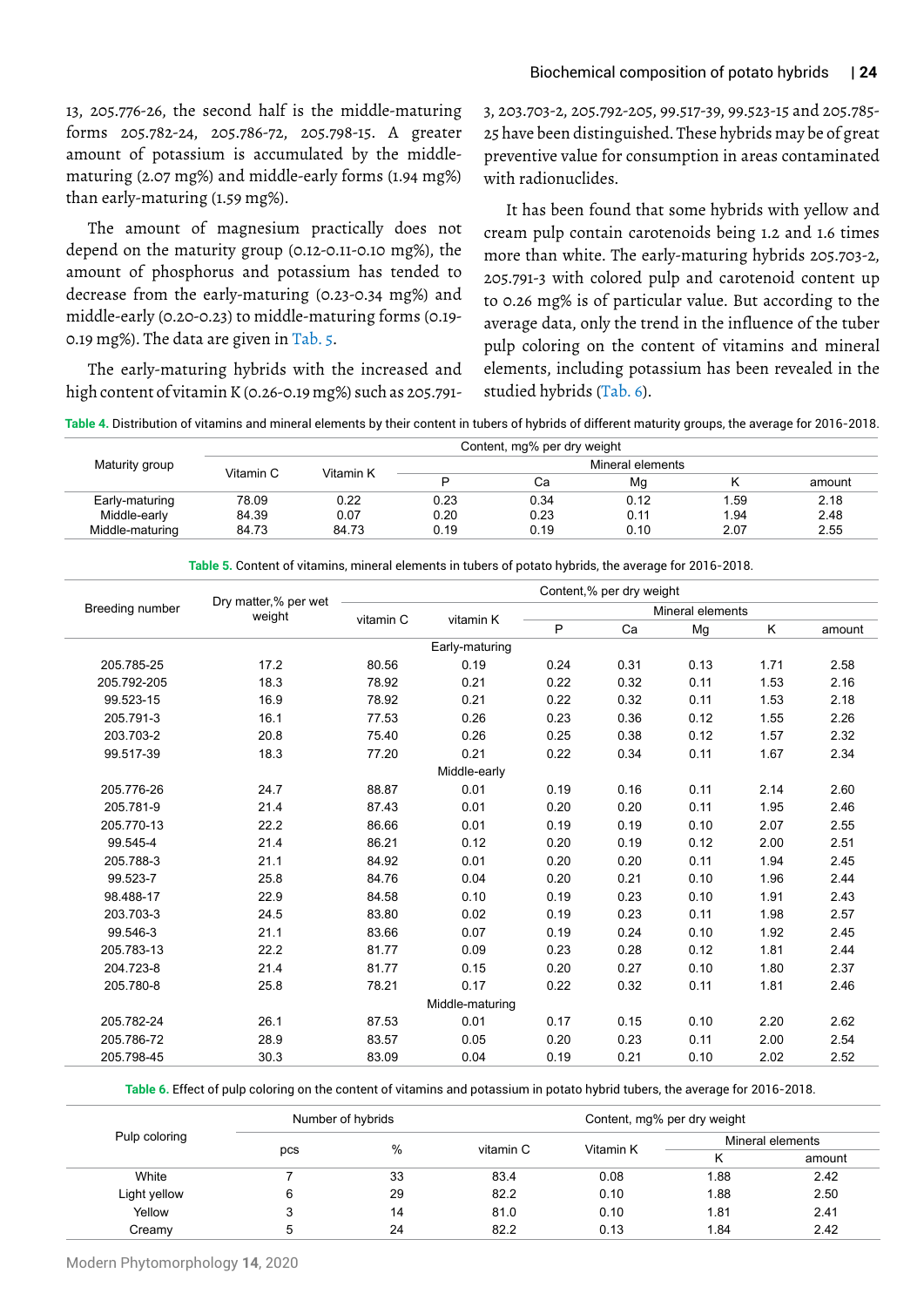13, 205.776-26, the second half is the middle-maturing forms 205.782-24, 205.786-72, 205.798-15. A greater amount of potassium is accumulated by the middle-maturing (2.07 mg%) and middle-early forms (1.94 mg%) than early-maturing (1.59 mg%).

The amount of magnesium practically does not depend on the maturity group (0.12-0.11-0.10 mg%), the amount of phosphorus and potassium has tended to decrease from the early-maturing (0.23-0.34 mg%) and middle-early (0.20-0.23) to middle-maturing forms (0.19-0.19 mg%). The data are given in Tab. 5.

The early-maturing hybrids with the increased and high content of vitamin K (0.26-0.19 mg%) such as 205.791-3, 203.703-2, 205.792-205, 99.517-39, 99.523-15 and 205.785-25 have been distinguished. These hybrids may be of great preventive value for consumption in areas contaminated with radionuclides.

It has been found that some hybrids with yellow and cream pulp contain carotenoids being 1.2 and 1.6 times more than white. The early-maturing hybrids 205.703-2, 205.791-3 with colored pulp and carotenoid content up to 0.26 mg% is of particular value. But according to the average data, only the trend in the influence of the tuber pulp coloring on the content of vitamins and mineral elements, including potassium has been revealed in the studied hybrids (Tab. 6).

**Table 4.** Distribution of vitamins and mineral elements by their content in tubers of hybrids of different maturity groups, the average for 2016-2018.

| Maturity group | Content, mg% per dry weight | | | | | | |
|---|---|---|---|---|---|---|---|
| | Vitamin C | Vitamin K | Mineral elements | | | | |
| | | | P | Ca | Mg | K | amount |
| Early-maturing | 78.09 | 0.22 | 0.23 | 0.34 | 0.12 | 1.59 | 2.18 |
| Middle-early | 84.39 | 0.07 | 0.20 | 0.23 | 0.11 | 1.94 | 2.48 |
| Middle-maturing | 84.73 | 84.73 | 0.19 | 0.19 | 0.10 | 2.07 | 2.55 |

**Table 5.** Content of vitamins, mineral elements in tubers of potato hybrids, the average for 2016-2018.

| Breeding number | Dry matter,% per wet weight | Content,% per dry weight | | | | | | |
|---|---|---|---|---|---|---|---|---|
| | | vitamin C | vitamin K | Mineral elements | | | | |
| | | | | P | Ca | Mg | K | amount |
| | | | Early-maturing | | | | | |
| 205.785-25 | 17.2 | 80.56 | 0.19 | 0.24 | 0.31 | 0.13 | 1.71 | 2.58 |
| 205.792-205 | 18.3 | 78.92 | 0.21 | 0.22 | 0.32 | 0.11 | 1.53 | 2.16 |
| 99.523-15 | 16.9 | 78.92 | 0.21 | 0.22 | 0.32 | 0.11 | 1.53 | 2.18 |
| 205.791-3 | 16.1 | 77.53 | 0.26 | 0.23 | 0.36 | 0.12 | 1.55 | 2.26 |
| 203.703-2 | 20.8 | 75.40 | 0.26 | 0.25 | 0.38 | 0.12 | 1.57 | 2.32 |
| 99.517-39 | 18.3 | 77.20 | 0.21 | 0.22 | 0.34 | 0.11 | 1.67 | 2.34 |
| | | | Middle-early | | | | | |
| 205.776-26 | 24.7 | 88.87 | 0.01 | 0.19 | 0.16 | 0.11 | 2.14 | 2.60 |
| 205.781-9 | 21.4 | 87.43 | 0.01 | 0.20 | 0.20 | 0.11 | 1.95 | 2.46 |
| 205.770-13 | 22.2 | 86.66 | 0.01 | 0.19 | 0.19 | 0.10 | 2.07 | 2.55 |
| 99.545-4 | 21.4 | 86.21 | 0.12 | 0.20 | 0.19 | 0.12 | 2.00 | 2.51 |
| 205.788-3 | 21.1 | 84.92 | 0.01 | 0.20 | 0.20 | 0.11 | 1.94 | 2.45 |
| 99.523-7 | 25.8 | 84.76 | 0.04 | 0.20 | 0.21 | 0.10 | 1.96 | 2.44 |
| 98.488-17 | 22.9 | 84.58 | 0.10 | 0.19 | 0.23 | 0.10 | 1.91 | 2.43 |
| 203.703-3 | 24.5 | 83.80 | 0.02 | 0.19 | 0.23 | 0.11 | 1.98 | 2.57 |
| 99.546-3 | 21.1 | 83.66 | 0.07 | 0.19 | 0.24 | 0.10 | 1.92 | 2.45 |
| 205.783-13 | 22.2 | 81.77 | 0.09 | 0.23 | 0.28 | 0.12 | 1.81 | 2.44 |
| 204.723-8 | 21.4 | 81.77 | 0.15 | 0.20 | 0.27 | 0.10 | 1.80 | 2.37 |
| 205.780-8 | 25.8 | 78.21 | 0.17 | 0.22 | 0.32 | 0.11 | 1.81 | 2.46 |
| | | | Middle-maturing | | | | | |
| 205.782-24 | 26.1 | 87.53 | 0.01 | 0.17 | 0.15 | 0.10 | 2.20 | 2.62 |
| 205.786-72 | 28.9 | 83.57 | 0.05 | 0.20 | 0.23 | 0.11 | 2.00 | 2.54 |
| 205.798-45 | 30.3 | 83.09 | 0.04 | 0.19 | 0.21 | 0.10 | 2.02 | 2.52 |

**Table 6.** Effect of pulp coloring on the content of vitamins and potassium in potato hybrid tubers, the average for 2016-2018.

| Pulp coloring | Number of hybrids | | Content, mg% per dry weight | | | |
|---|---|---|---|---|---|---|
| | pcs | % | vitamin C | Vitamin K | Mineral elements | |
| | | | | | K | amount |
| White | 7 | 33 | 83.4 | 0.08 | 1.88 | 2.42 |
| Light yellow | 6 | 29 | 82.2 | 0.10 | 1.88 | 2.50 |
| Yellow | 3 | 14 | 81.0 | 0.10 | 1.81 | 2.41 |
| Creamy | 5 | 24 | 82.2 | 0.13 | 1.84 | 2.42 |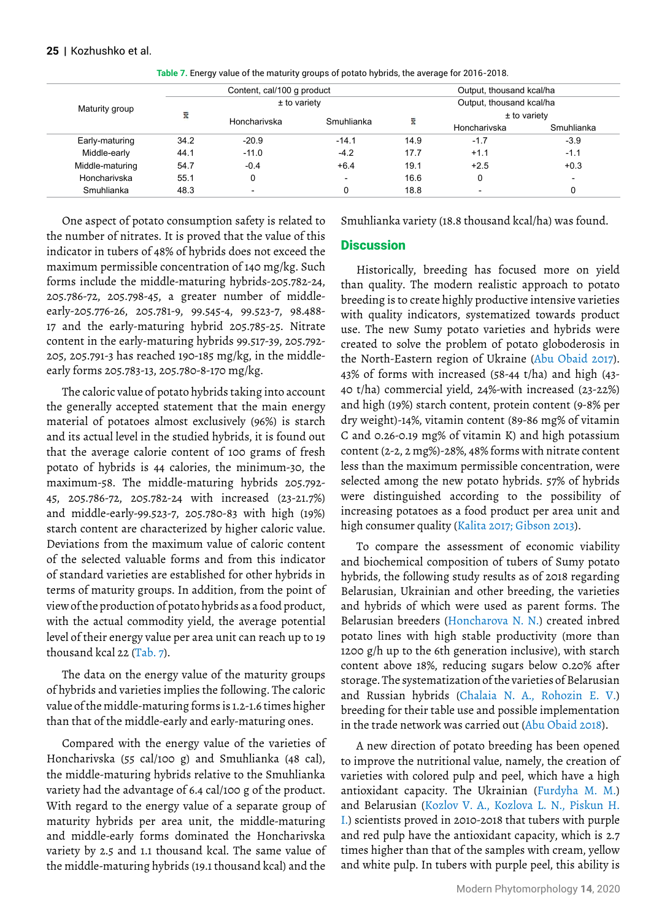Table 7. Energy value of the maturity groups of potato hybrids, the average for 2016-2018.

| Maturity group | Content, cal/100 g product | | | Output, thousand kcal/ha | | |
|---|---|---|---|---|---|---|
| | $\bar{x}$ | ± to variety | | $\bar{x}$ | ± to variety | |
| | | Honcharivska | Smuhlianka | | Honcharivska | Smuhlianka |
| Early-maturing | 34.2 | -20.9 | -14.1 | 14.9 | -1.7 | -3.9 |
| Middle-early | 44.1 | -11.0 | -4.2 | 17.7 | +1.1 | -1.1 |
| Middle-maturing | 54.7 | -0.4 | +6.4 | 19.1 | +2.5 | +0.3 |
| Honcharivska | 55.1 | 0 | - | 16.6 | 0 | - |
| Smuhlianka | 48.3 | - | 0 | 18.8 | - | 0 |

One aspect of potato consumption safety is related to the number of nitrates. It is proved that the value of this indicator in tubers of 48% of hybrids does not exceed the maximum permissible concentration of 140 mg/kg. Such forms include the middle-maturing hybrids-205.782-24, 205.798-45, a greater number of middle-early-205.776-26, 205.781-9, 99.545-4, 99.523-7, 98.488-17 and the early-maturing hybrid 205.785-25. Nitrate content in the early-maturing hybrids 99.517-39, 205.792-205, 205.791-3 has reached 190-185 mg/kg, in the middle-early forms 205.783-13, 205.780-8-170 mg/kg.

The caloric value of potato hybrids taking into account the generally accepted statement that the main energy material of potatoes almost exclusively (96%) is starch and its actual level in the studied hybrids, it is found out that the average calorie content of 100 grams of fresh potato of hybrids is 44 calories, the minimum-30, the maximum-58. The middle-maturing hybrids 205.792-45, 205.786-72, 205.782-24 with increased (23-21.7%) and middle-early-99.523-7, 205.780-83 with high (19%) starch content are characterized by higher caloric value. Deviations from the maximum value of caloric content of the selected valuable forms and from this indicator of standard varieties are established for other hybrids in terms of maturity groups. In addition, from the point of view of the production of potato hybrids as a food product, with the actual commodity yield, the average potential level of their energy value per area unit can reach up to 19 thousand kcal 22 (Tab. 7).

The data on the energy value of the maturity groups of hybrids and varieties implies the following. The caloric value of the middle-maturing forms is 1.2-1.6 times higher than that of the middle-early and early-maturing ones.

Compared with the energy value of the varieties of Honcharivska (55 cal/100 g) and Smuhlianka (48 cal), the middle-maturing hybrids relative to the Smuhlianka variety had the advantage of 6.4 cal/100 g of the product. With regard to the energy value of a separate group of maturity hybrids per area unit, the middle-maturing and middle-early forms dominated the Honcharivska variety by 2.5 and 1.1 thousand kcal. The same value of the middle-maturing hybrids (19.1 thousand kcal) and the Smuhlianka variety (18.8 thousand kcal/ha) was found.

## Discussion

Historically, breeding has focused more on yield than quality. The modern realistic approach to potato breeding is to create highly productive intensive varieties with quality indicators, systematized towards product use. The new Sumy potato varieties and hybrids were created to solve the problem of potato globoderosis in the North-Eastern region of Ukraine (Abu Obaid 2017). 43% of forms with increased (58-44 t/ha) and high (43-40 t/ha) commercial yield, 24%-with increased (23-22%) and high (19%) starch content, protein content (9-8% per dry weight)-14%, vitamin content (89-86 mg% of vitamin C and 0.26-0.19 mg% of vitamin K) and high potassium content (2-2, 2 mg%)-28%, 48% forms with nitrate content less than the maximum permissible concentration, were selected among the new potato hybrids. 57% of hybrids were distinguished according to the possibility of increasing potatoes as a food product per area unit and high consumer quality (Kalita 2017; Gibson 2013).

To compare the assessment of economic viability and biochemical composition of tubers of Sumy potato hybrids, the following study results as of 2018 regarding Belarusian, Ukrainian and other breeding, the varieties and hybrids of which were used as parent forms. The Belarusian breeders (Honcharova N. N.) created inbred potato lines with high stable productivity (more than 1200 g/h up to the 6th generation inclusive), with starch content above 18%, reducing sugars below 0.20% after storage. The systematization of the varieties of Belarusian and Russian hybrids (Chalaia N. A., Rohozin E. V.) breeding for their table use and possible implementation in the trade network was carried out (Abu Obaid 2018).

A new direction of potato breeding has been opened to improve the nutritional value, namely, the creation of varieties with colored pulp and peel, which have a high antioxidant capacity. The Ukrainian (Furdyha M. M.) and Belarusian (Kozlov V. A., Kozlova L. N., Piskun H. I.) scientists proved in 2010-2018 that tubers with purple and red pulp have the antioxidant capacity, which is 2.7 times higher than that of the samples with cream, yellow and white pulp. In tubers with purple peel, this ability is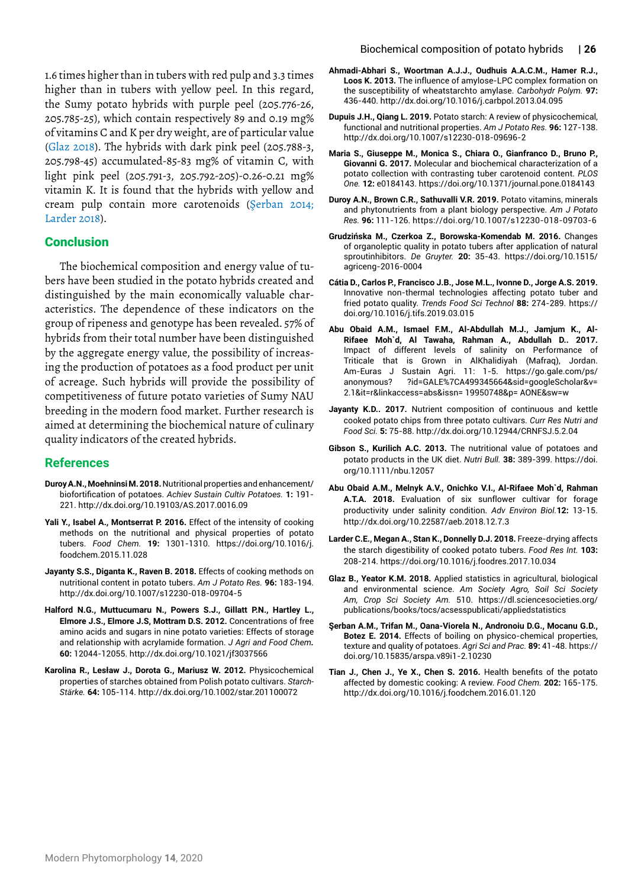1.6 times higher than in tubers with red pulp and 3.3 times higher than in tubers with yellow peel. In this regard, the Sumy potato hybrids with purple peel (205.776-26, 205.785-25), which contain respectively 89 and 0.19 mg% of vitamins C and K per dry weight, are of particular value (Glaz 2018). The hybrids with dark pink peel (205.788-3, 205.798-45) accumulated-85-83 mg% of vitamin C, with light pink peel (205.791-3, 205.792-205)-0.26-0.21 mg% vitamin K. It is found that the hybrids with yellow and cream pulp contain more carotenoids (Şerban 2014; Larder 2018).

## Conclusion

The biochemical composition and energy value of tubers have been studied in the potato hybrids created and distinguished by the main economically valuable characteristics. The dependence of these indicators on the group of ripeness and genotype has been revealed. 57% of hybrids from their total number have been distinguished by the aggregate energy value, the possibility of increasing the production of potatoes as a food product per unit of acreage. Such hybrids will provide the possibility of competitiveness of future potato varieties of Sumy NAU breeding in the modern food market. Further research is aimed at determining the biochemical nature of culinary quality indicators of the created hybrids.

## References

**Duroy A.N., Moehninsi M. 2018.** Nutritional properties and enhancement/biofortification of potatoes. *Achiev Sustain Cultiv Potatoes.* **1:** 191-221. http://dx.doi.org/10.19103/AS.2017.0016.09

**Yali Y., Isabel A., Montserrat P. 2016.** Effect of the intensity of cooking methods on the nutritional and physical properties of potato tubers. *Food Chem.* **19:** 1301-1310. https://doi.org/10.1016/j.foodchem.2015.11.028

**Jayanty S.S., Diganta K., Raven B. 2018.** Effects of cooking methods on nutritional content in potato tubers. *Am J Potato Res.* **96:** 183-194. http://dx.doi.org/10.1007/s12230-018-09704-5

**Halford N.G., Muttucumaru N., Powers S.J., Gillatt P.N., Hartley L., Elmore J.S., Elmore J.S, Mottram D.S. 2012.** Concentrations of free amino acids and sugars in nine potato varieties: Effects of storage and relationship with acrylamide formation. *J Agri and Food Chem.* **60:** 12044-12055. http://dx.doi.org/10.1021/jf3037566

**Karolina R., Lesław J., Dorota G., Mariusz W. 2012.** Physicochemical properties of starches obtained from Polish potato cultivars. *Starch-Stärke.* **64:** 105-114. http://dx.doi.org/10.1002/star.201100072

**Ahmadi-Abhari S., Woortman A.J.J., Oudhuis A.A.C.M., Hamer R.J., Loos K. 2013.** The influence of amylose-LPC complex formation on the susceptibility of wheatstarchto amylase. *Carbohydr Polym.* **97:** 436-440. http://dx.doi.org/10.1016/j.carbpol.2013.04.095

**Dupuis J.H., Qiang L. 2019.** Potato starch: A review of physicochemical, functional and nutritional properties. *Am J Potato Res.* **96:** 127-138. http://dx.doi.org/10.1007/s12230-018-09696-2

**Maria S., Giuseppe M., Monica S., Chiara O., Gianfranco D., Bruno P., Giovanni G. 2017.** Molecular and biochemical characterization of a potato collection with contrasting tuber carotenoid content. *PLOS One.* **12:** e0184143. https://doi.org/10.1371/journal.pone.0184143

**Duroy A.N., Brown C.R., Sathuvalli V.R. 2019.** Potato vitamins, minerals and phytonutrients from a plant biology perspective. *Am J Potato Res.* **96:** 111-126. https://doi.org/10.1007/s12230-018-09703-6

**Grudzińska M., Czerkoa Z., Borowska-Komendab M. 2016.** Changes of organoleptic quality in potato tubers after application of natural sproutinhibitors. *De Gruyter.* **20:** 35-43. https://doi.org/10.1515/agriceng-2016-0004

**Cátia D., Carlos P., Francisco J.B., Jose M.L., Ivonne D., Jorge A.S. 2019.** Innovative non-thermal technologies affecting potato tuber and fried potato quality. *Trends Food Sci Technol* **88:** 274-289. https://doi.org/10.1016/j.tifs.2019.03.015

**Abu Obaid A.M., Ismael F.M., Al-Abdullah M.J., Jamjum K., Al-Rifaee Moh`d, Al Tawaha, Rahman A., Abdullah D.. 2017.** Impact of different levels of salinity on Performance of Triticale that is Grown in AlKhalidiyah (Mafraq), Jordan. Am-Euras J Sustain Agri. 11: 1-5. https://go.gale.com/ps/anonymous? ?id=GALE%7CA499345664&sid=googleScholar&v=2.1&it=r&linkaccess=abs&issn= 19950748&p= AONE&sw=w

**Jayanty K.D.. 2017.** Nutrient composition of continuous and kettle cooked potato chips from three potato cultivars. *Curr Res Nutri and Food Sci.* **5:** 75-88. http://dx.doi.org/10.12944/CRNFSJ.5.2.04

**Gibson S., Kurilich A.C. 2013.** The nutritional value of potatoes and potato products in the UK diet. *Nutri Bull.* **38:** 389-399. https://doi.org/10.1111/nbu.12057

**Abu Obaid A.M., Melnyk A.V., Onichko V.I., Al-Rifaee Moh`d, Rahman A.T.A. 2018.** Evaluation of six sunflower cultivar for forage productivity under salinity condition. *Adv Environ Biol.* **12:** 13-15. http://dx.doi.org/10.22587/aeb.2018.12.7.3

**Larder C.E., Megan A., Stan K., Donnelly D.J. 2018.** Freeze-drying affects the starch digestibility of cooked potato tubers. *Food Res Int.* **103:** 208-214. https://doi.org/10.1016/j.foodres.2017.10.034

**Glaz B., Yeator K.M. 2018.** Applied statistics in agricultural, biological and environmental science. *Am Society Agro, Soil Sci Society Am, Crop Sci Society Am.* 510. https://dl.sciencesocieties.org/publications/books/tocs/acsesspublicati/appliedstatistics

**Şerban A.M., Trifan M., Oana-Viorela N., Andronoiu D.G., Mocanu G.D., Botez E. 2014.** Effects of boiling on physico-chemical properties, texture and quality of potatoes. *Agri Sci and Prac.* **89:** 41-48. https://doi.org/10.15835/arspa.v89i1-2.10230

**Tian J., Chen J., Ye X., Chen S. 2016.** Health benefits of the potato affected by domestic cooking: A review. *Food Chem.* **202:** 165-175. http://dx.doi.org/10.1016/j.foodchem.2016.01.120